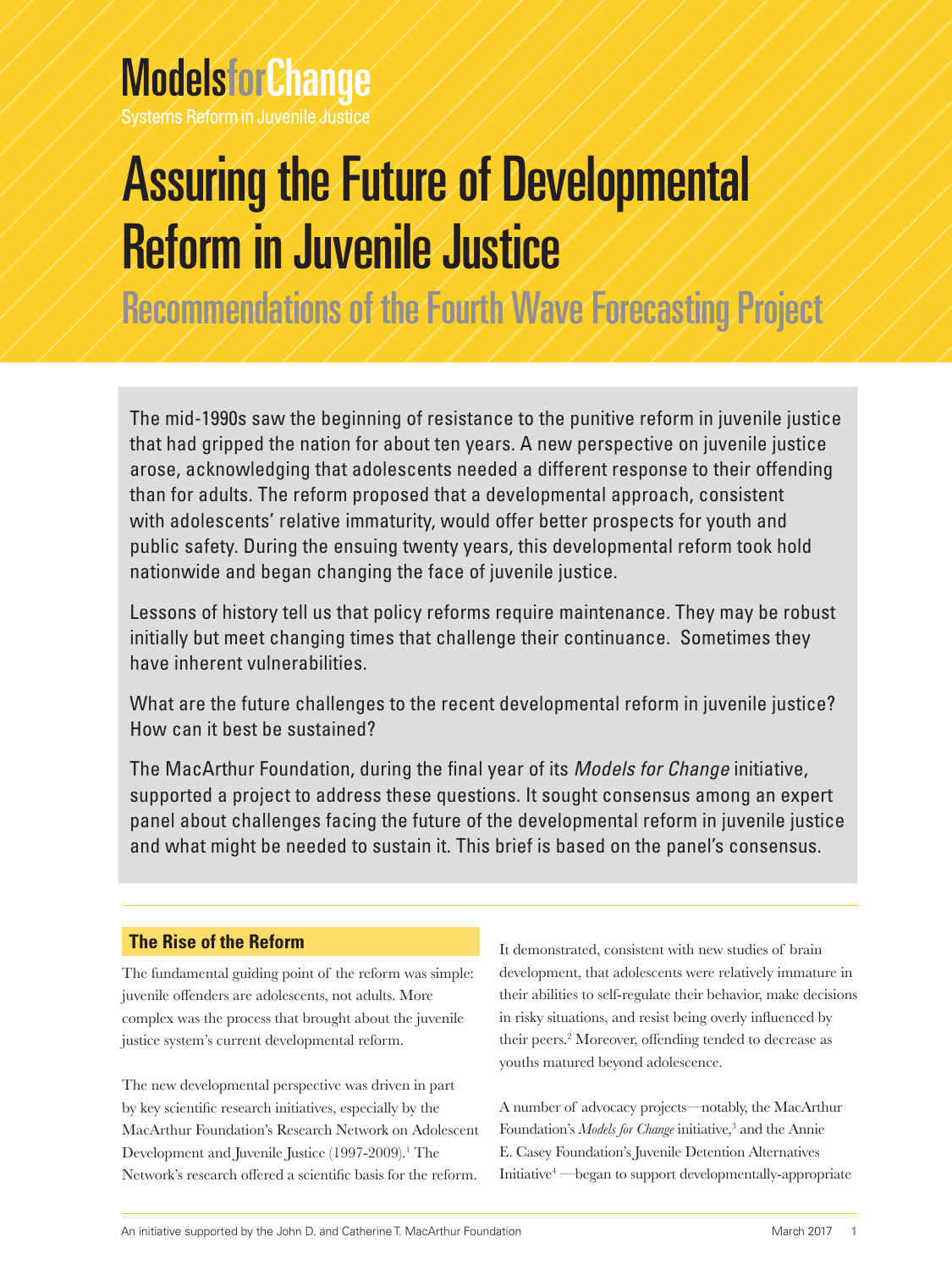# ModelsforChange

Systems Reform in Juvenile Justice

# Assuring the Future of Developmental Reform in Juvenile Justice

## Recommendations of the Fourth Wave Forecasting Project

The mid-1990s saw the beginning of resistance to the punitive reform in juvenile justice that had gripped the nation for about ten years. A new perspective on juvenile justice arose, acknowledging that adolescents needed a different response to their offending than for adults. The reform proposed that a developmental approach, consistent with adolescents' relative immaturity, would offer better prospects for youth and public safety. During the ensuing twenty years, this developmental reform took hold nationwide and began changing the face of juvenile justice.

Lessons of history tell us that policy reforms require maintenance. They may be robust initially but meet changing times that challenge their continuance. Sometimes they have inherent vulnerabilities.

What are the future challenges to the recent developmental reform in juvenile justice? How can it best be sustained?

The MacArthur Foundation, during the final year of its *Models for Change* initiative, supported a project to address these questions. It sought consensus among an expert panel about challenges facing the future of the developmental reform in juvenile justice and what might be needed to sustain it. This brief is based on the panel's consensus.

### The Rise of the Reform

The fundamental guiding point of the reform was simple: juvenile offenders are adolescents, not adults. More complex was the process that brought about the juvenile justice system's current developmental reform.

The new developmental perspective was driven in part by key scientific research initiatives, especially by the MacArthur Foundation's Research Network on Adolescent Development and Juvenile Justice (1997-2009).[1] The Network's research offered a scientific basis for the reform. It demonstrated, consistent with new studies of brain development, that adolescents were relatively immature in their abilities to self-regulate their behavior, make decisions in risky situations, and resist being overly influenced by their peers.[2] Moreover, offending tended to decrease as youths matured beyond adolescence.

A number of advocacy projects—notably, the MacArthur Foundation's *Models for Change* initiative,[3] and the Annie E. Casey Foundation's Juvenile Detention Alternatives Initiative[4] —began to support developmentally-appropriate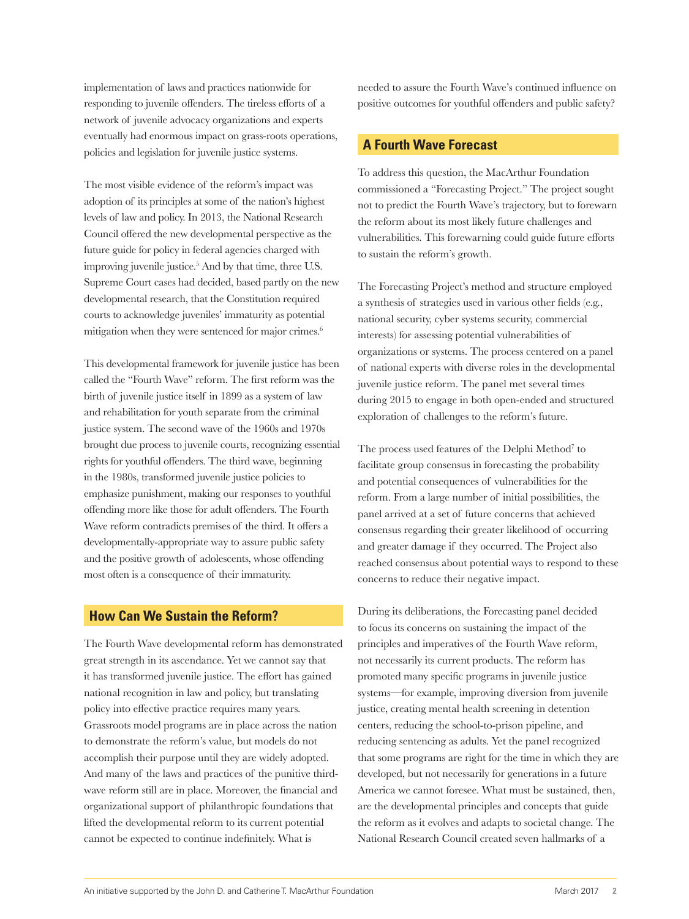implementation of laws and practices nationwide for responding to juvenile offenders. The tireless efforts of a network of juvenile advocacy organizations and experts eventually had enormous impact on grass-roots operations, policies and legislation for juvenile justice systems.

The most visible evidence of the reform's impact was adoption of its principles at some of the nation's highest levels of law and policy. In 2013, the National Research Council offered the new developmental perspective as the future guide for policy in federal agencies charged with improving juvenile justice.[5] And by that time, three U.S. Supreme Court cases had decided, based partly on the new developmental research, that the Constitution required courts to acknowledge juveniles' immaturity as potential mitigation when they were sentenced for major crimes.[6]

This developmental framework for juvenile justice has been called the "Fourth Wave" reform. The first reform was the birth of juvenile justice itself in 1899 as a system of law and rehabilitation for youth separate from the criminal justice system. The second wave of the 1960s and 1970s brought due process to juvenile courts, recognizing essential rights for youthful offenders. The third wave, beginning in the 1980s, transformed juvenile justice policies to emphasize punishment, making our responses to youthful offending more like those for adult offenders. The Fourth Wave reform contradicts premises of the third. It offers a developmentally-appropriate way to assure public safety and the positive growth of adolescents, whose offending most often is a consequence of their immaturity.

## How Can We Sustain the Reform?

The Fourth Wave developmental reform has demonstrated great strength in its ascendance. Yet we cannot say that it has transformed juvenile justice. The effort has gained national recognition in law and policy, but translating policy into effective practice requires many years. Grassroots model programs are in place across the nation to demonstrate the reform's value, but models do not accomplish their purpose until they are widely adopted. And many of the laws and practices of the punitive third-wave reform still are in place. Moreover, the financial and organizational support of philanthropic foundations that lifted the developmental reform to its current potential cannot be expected to continue indefinitely. What is needed to assure the Fourth Wave's continued influence on positive outcomes for youthful offenders and public safety?

## A Fourth Wave Forecast

To address this question, the MacArthur Foundation commissioned a "Forecasting Project." The project sought not to predict the Fourth Wave's trajectory, but to forewarn the reform about its most likely future challenges and vulnerabilities. This forewarning could guide future efforts to sustain the reform's growth.

The Forecasting Project's method and structure employed a synthesis of strategies used in various other fields (e.g., national security, cyber systems security, commercial interests) for assessing potential vulnerabilities of organizations or systems. The process centered on a panel of national experts with diverse roles in the developmental juvenile justice reform. The panel met several times during 2015 to engage in both open-ended and structured exploration of challenges to the reform's future.

The process used features of the Delphi Method[7] to facilitate group consensus in forecasting the probability and potential consequences of vulnerabilities for the reform. From a large number of initial possibilities, the panel arrived at a set of future concerns that achieved consensus regarding their greater likelihood of occurring and greater damage if they occurred. The Project also reached consensus about potential ways to respond to these concerns to reduce their negative impact.

During its deliberations, the Forecasting panel decided to focus its concerns on sustaining the impact of the principles and imperatives of the Fourth Wave reform, not necessarily its current products. The reform has promoted many specific programs in juvenile justice systems—for example, improving diversion from juvenile justice, creating mental health screening in detention centers, reducing the school-to-prison pipeline, and reducing sentencing as adults. Yet the panel recognized that some programs are right for the time in which they are developed, but not necessarily for generations in a future America we cannot foresee. What must be sustained, then, are the developmental principles and concepts that guide the reform as it evolves and adapts to societal change. The National Research Council created seven hallmarks of a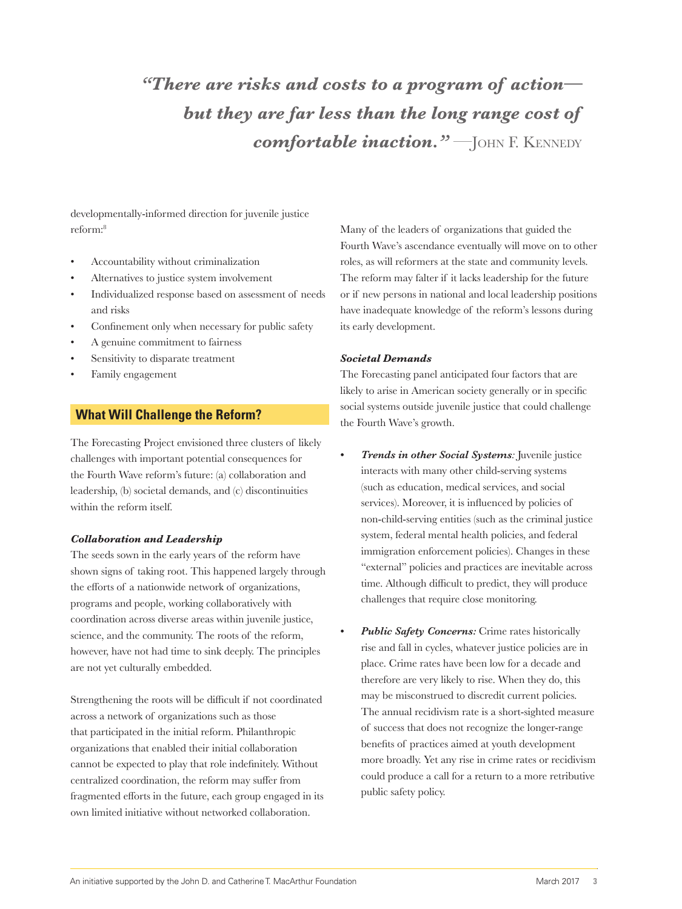> ***"There are risks and costs to a program of action—but they are far less than the long range cost of comfortable inaction."*** —John F. Kennedy

developmentally-informed direction for juvenile justice reform:[8]

- Accountability without criminalization
- Alternatives to justice system involvement
- Individualized response based on assessment of needs and risks
- Confinement only when necessary for public safety
- A genuine commitment to fairness
- Sensitivity to disparate treatment
- Family engagement

## What Will Challenge the Reform?

The Forecasting Project envisioned three clusters of likely challenges with important potential consequences for the Fourth Wave reform's future: (a) collaboration and leadership, (b) societal demands, and (c) discontinuities within the reform itself.

### *Collaboration and Leadership*

The seeds sown in the early years of the reform have shown signs of taking root. This happened largely through the efforts of a nationwide network of organizations, programs and people, working collaboratively with coordination across diverse areas within juvenile justice, science, and the community. The roots of the reform, however, have not had time to sink deeply. The principles are not yet culturally embedded.

Strengthening the roots will be difficult if not coordinated across a network of organizations such as those that participated in the initial reform. Philanthropic organizations that enabled their initial collaboration cannot be expected to play that role indefinitely. Without centralized coordination, the reform may suffer from fragmented efforts in the future, each group engaged in its own limited initiative without networked collaboration.

Many of the leaders of organizations that guided the Fourth Wave's ascendance eventually will move on to other roles, as will reformers at the state and community levels. The reform may falter if it lacks leadership for the future or if new persons in national and local leadership positions have inadequate knowledge of the reform's lessons during its early development.

### *Societal Demands*

The Forecasting panel anticipated four factors that are likely to arise in American society generally or in specific social systems outside juvenile justice that could challenge the Fourth Wave's growth.

- ***Trends in other Social Systems****:* Juvenile justice interacts with many other child-serving systems (such as education, medical services, and social services). Moreover, it is influenced by policies of non-child-serving entities (such as the criminal justice system, federal mental health policies, and federal immigration enforcement policies). Changes in these "external" policies and practices are inevitable across time. Although difficult to predict, they will produce challenges that require close monitoring.

- ***Public Safety Concerns:*** Crime rates historically rise and fall in cycles, whatever justice policies are in place. Crime rates have been low for a decade and therefore are very likely to rise. When they do, this may be misconstrued to discredit current policies. The annual recidivism rate is a short-sighted measure of success that does not recognize the longer-range benefits of practices aimed at youth development more broadly. Yet any rise in crime rates or recidivism could produce a call for a return to a more retributive public safety policy.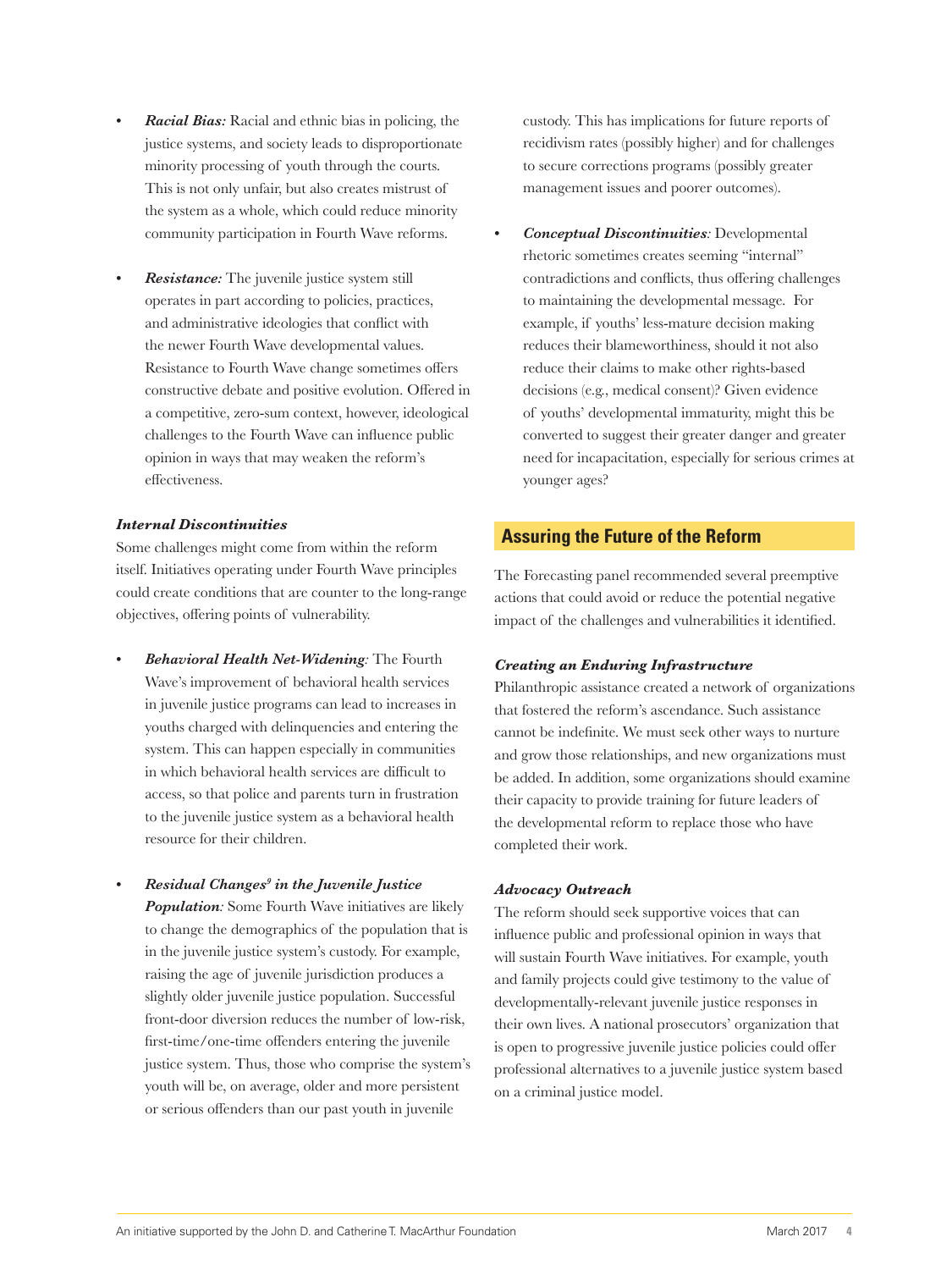- ***Racial Bias:*** Racial and ethnic bias in policing, the justice systems, and society leads to disproportionate minority processing of youth through the courts. This is not only unfair, but also creates mistrust of the system as a whole, which could reduce minority community participation in Fourth Wave reforms.

- ***Resistance:*** The juvenile justice system still operates in part according to policies, practices, and administrative ideologies that conflict with the newer Fourth Wave developmental values. Resistance to Fourth Wave change sometimes offers constructive debate and positive evolution. Offered in a competitive, zero-sum context, however, ideological challenges to the Fourth Wave can influence public opinion in ways that may weaken the reform's effectiveness.

***Internal Discontinuities***

Some challenges might come from within the reform itself. Initiatives operating under Fourth Wave principles could create conditions that are counter to the long-range objectives, offering points of vulnerability.

- ***Behavioral Health Net-Widening:*** The Fourth Wave's improvement of behavioral health services in juvenile justice programs can lead to increases in youths charged with delinquencies and entering the system. This can happen especially in communities in which behavioral health services are difficult to access, so that police and parents turn in frustration to the juvenile justice system as a behavioral health resource for their children.

- ***Residual Changes[9] in the Juvenile Justice Population:*** Some Fourth Wave initiatives are likely to change the demographics of the population that is in the juvenile justice system's custody. For example, raising the age of juvenile jurisdiction produces a slightly older juvenile justice population. Successful front-door diversion reduces the number of low-risk, first-time/one-time offenders entering the juvenile justice system. Thus, those who comprise the system's youth will be, on average, older and more persistent or serious offenders than our past youth in juvenile custody. This has implications for future reports of recidivism rates (possibly higher) and for challenges to secure corrections programs (possibly greater management issues and poorer outcomes).

- ***Conceptual Discontinuities:*** Developmental rhetoric sometimes creates seeming "internal" contradictions and conflicts, thus offering challenges to maintaining the developmental message. For example, if youths' less-mature decision making reduces their blameworthiness, should it not also reduce their claims to make other rights-based decisions (e.g., medical consent)? Given evidence of youths' developmental immaturity, might this be converted to suggest their greater danger and greater need for incapacitation, especially for serious crimes at younger ages?

## Assuring the Future of the Reform

The Forecasting panel recommended several preemptive actions that could avoid or reduce the potential negative impact of the challenges and vulnerabilities it identified.

***Creating an Enduring Infrastructure***

Philanthropic assistance created a network of organizations that fostered the reform's ascendance. Such assistance cannot be indefinite. We must seek other ways to nurture and grow those relationships, and new organizations must be added. In addition, some organizations should examine their capacity to provide training for future leaders of the developmental reform to replace those who have completed their work.

***Advocacy Outreach***

The reform should seek supportive voices that can influence public and professional opinion in ways that will sustain Fourth Wave initiatives. For example, youth and family projects could give testimony to the value of developmentally-relevant juvenile justice responses in their own lives. A national prosecutors' organization that is open to progressive juvenile justice policies could offer professional alternatives to a juvenile justice system based on a criminal justice model.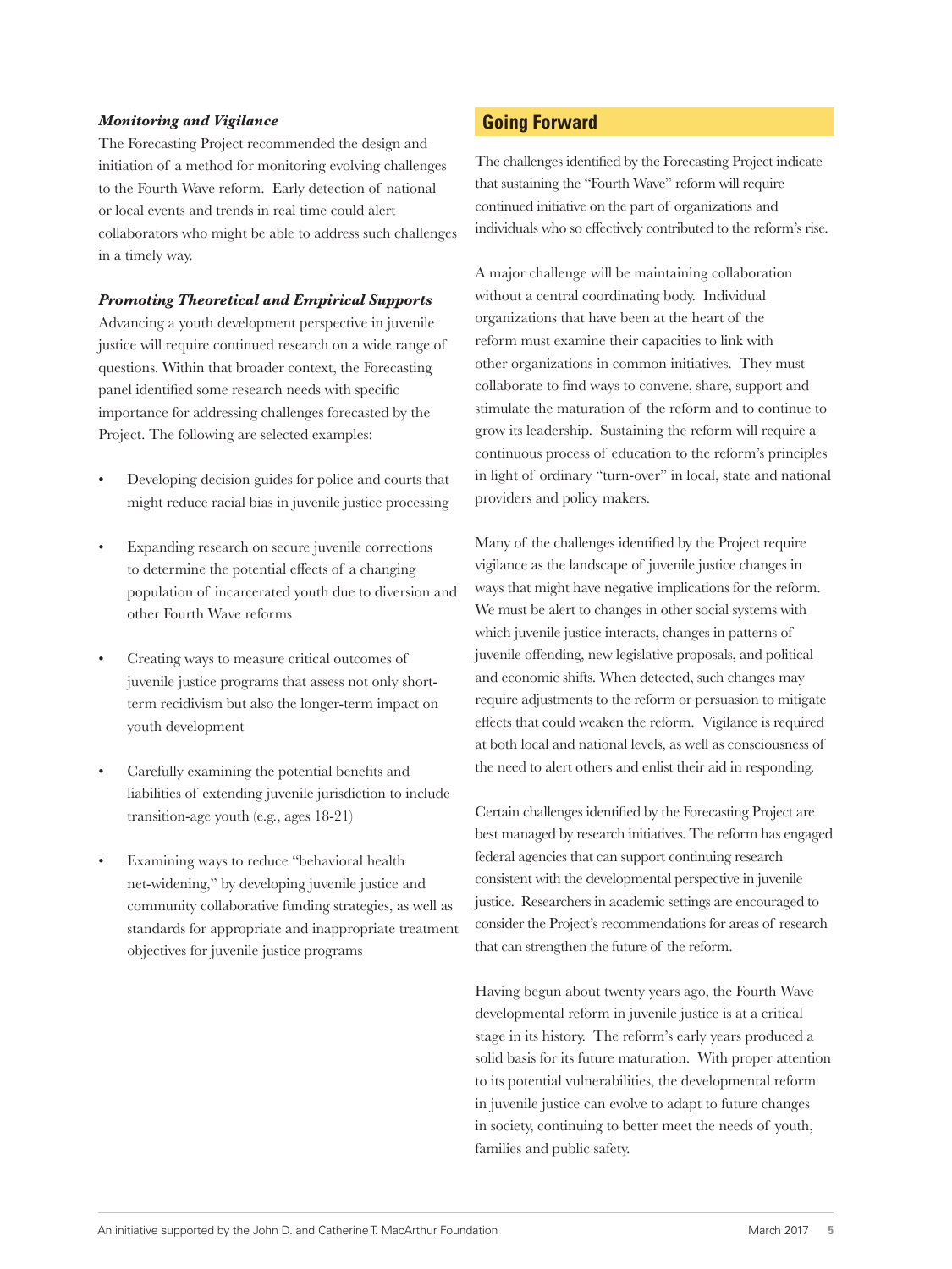***Monitoring and Vigilance***

The Forecasting Project recommended the design and initiation of a method for monitoring evolving challenges to the Fourth Wave reform. Early detection of national or local events and trends in real time could alert collaborators who might be able to address such challenges in a timely way.

***Promoting Theoretical and Empirical Supports***

Advancing a youth development perspective in juvenile justice will require continued research on a wide range of questions. Within that broader context, the Forecasting panel identified some research needs with specific importance for addressing challenges forecasted by the Project. The following are selected examples:

- Developing decision guides for police and courts that might reduce racial bias in juvenile justice processing
- Expanding research on secure juvenile corrections to determine the potential effects of a changing population of incarcerated youth due to diversion and other Fourth Wave reforms
- Creating ways to measure critical outcomes of juvenile justice programs that assess not only short-term recidivism but also the longer-term impact on youth development
- Carefully examining the potential benefits and liabilities of extending juvenile jurisdiction to include transition-age youth (e.g., ages 18-21)
- Examining ways to reduce "behavioral health net-widening," by developing juvenile justice and community collaborative funding strategies, as well as standards for appropriate and inappropriate treatment objectives for juvenile justice programs

## Going Forward

The challenges identified by the Forecasting Project indicate that sustaining the "Fourth Wave" reform will require continued initiative on the part of organizations and individuals who so effectively contributed to the reform's rise.

A major challenge will be maintaining collaboration without a central coordinating body. Individual organizations that have been at the heart of the reform must examine their capacities to link with other organizations in common initiatives. They must collaborate to find ways to convene, share, support and stimulate the maturation of the reform and to continue to grow its leadership. Sustaining the reform will require a continuous process of education to the reform's principles in light of ordinary "turn-over" in local, state and national providers and policy makers.

Many of the challenges identified by the Project require vigilance as the landscape of juvenile justice changes in ways that might have negative implications for the reform. We must be alert to changes in other social systems with which juvenile justice interacts, changes in patterns of juvenile offending, new legislative proposals, and political and economic shifts. When detected, such changes may require adjustments to the reform or persuasion to mitigate effects that could weaken the reform. Vigilance is required at both local and national levels, as well as consciousness of the need to alert others and enlist their aid in responding.

Certain challenges identified by the Forecasting Project are best managed by research initiatives. The reform has engaged federal agencies that can support continuing research consistent with the developmental perspective in juvenile justice. Researchers in academic settings are encouraged to consider the Project's recommendations for areas of research that can strengthen the future of the reform.

Having begun about twenty years ago, the Fourth Wave developmental reform in juvenile justice is at a critical stage in its history. The reform's early years produced a solid basis for its future maturation. With proper attention to its potential vulnerabilities, the developmental reform in juvenile justice can evolve to adapt to future changes in society, continuing to better meet the needs of youth, families and public safety.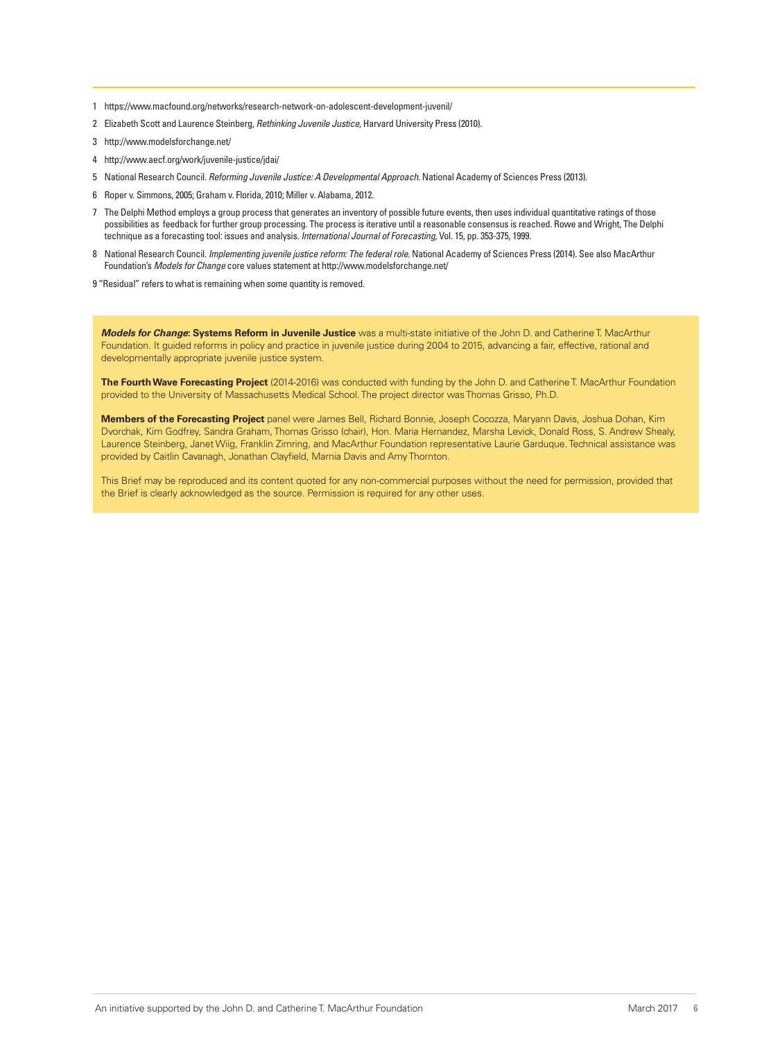1 https://www.macfound.org/networks/research-network-on-adolescent-development-juvenil/

2 Elizabeth Scott and Laurence Steinberg, *Rethinking Juvenile Justice*, Harvard University Press (2010).

3 http://www.modelsforchange.net/

4 http://www.aecf.org/work/juvenile-justice/jdai/

5 National Research Council. *Reforming Juvenile Justice: A Developmental Approach*. National Academy of Sciences Press (2013).

6 Roper v. Simmons, 2005; Graham v. Florida, 2010; Miller v. Alabama, 2012.

7 The Delphi Method employs a group process that generates an inventory of possible future events, then uses individual quantitative ratings of those possibilities as feedback for further group processing. The process is iterative until a reasonable consensus is reached. Rowe and Wright, The Delphi technique as a forecasting tool: issues and analysis. *International Journal of Forecasting*, Vol. 15, pp. 353-375, 1999.

8 National Research Council. *Implementing juvenile justice reform: The federal role*. National Academy of Sciences Press (2014). See also MacArthur Foundation's *Models for Change* core values statement at http://www.modelsforchange.net/

9 "Residual" refers to what is remaining when some quantity is removed.

***Models for Change*: Systems Reform in Juvenile Justice** was a multi-state initiative of the John D. and Catherine T. MacArthur Foundation. It guided reforms in policy and practice in juvenile justice during 2004 to 2015, advancing a fair, effective, rational and developmentally appropriate juvenile justice system.

**The Fourth Wave Forecasting Project** (2014-2016) was conducted with funding by the John D. and Catherine T. MacArthur Foundation provided to the University of Massachusetts Medical School. The project director was Thomas Grisso, Ph.D.

**Members of the Forecasting Project** panel were James Bell, Richard Bonnie, Joseph Cocozza, Maryann Davis, Joshua Dohan, Kim Dvorchak, Kim Godfrey, Sandra Graham, Thomas Grisso (chair), Hon. Maria Hernandez, Marsha Levick, Donald Ross, S. Andrew Shealy, Laurence Steinberg, Janet Wiig, Franklin Zimring, and MacArthur Foundation representative Laurie Garduque. Technical assistance was provided by Caitlin Cavanagh, Jonathan Clayfield, Marnia Davis and Amy Thornton.

This Brief may be reproduced and its content quoted for any non-commercial purposes without the need for permission, provided that the Brief is clearly acknowledged as the source. Permission is required for any other uses.